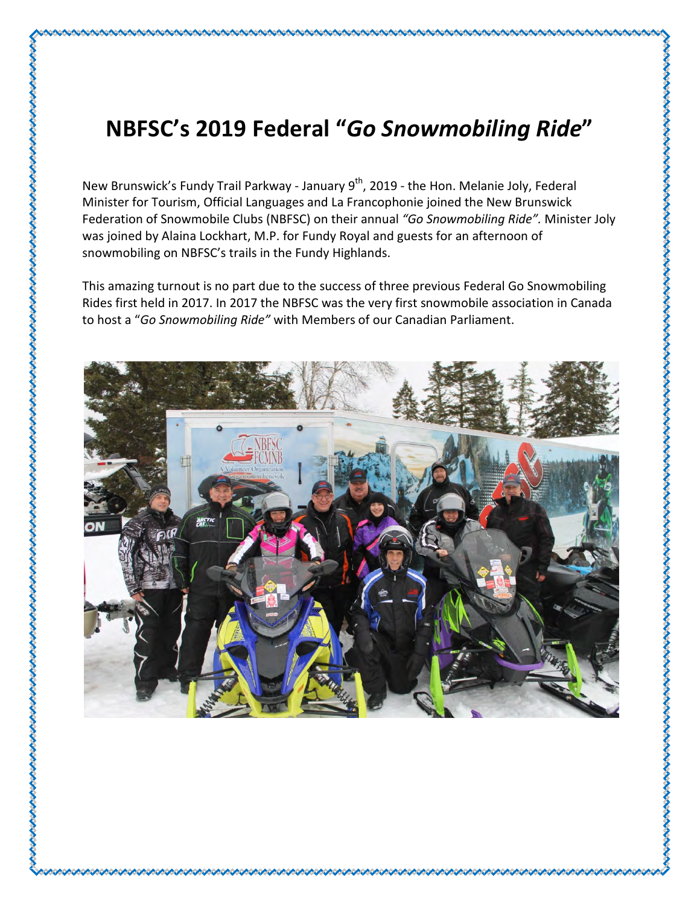# NBFSC's 2019 Federal "*Go Snowmobiling Ride*"

New Brunswick's Fundy Trail Parkway - January 9th, 2019 - the Hon. Melanie Joly, Federal Minister for Tourism, Official Languages and La Francophonie joined the New Brunswick Federation of Snowmobile Clubs (NBFSC) on their annual *"Go Snowmobiling Ride"*. Minister Joly was joined by Alaina Lockhart, M.P. for Fundy Royal and guests for an afternoon of snowmobiling on NBFSC's trails in the Fundy Highlands.

This amazing turnout is no part due to the success of three previous Federal Go Snowmobiling Rides first held in 2017. In 2017 the NBFSC was the very first snowmobile association in Canada to host a "*Go Snowmobiling Ride"* with Members of our Canadian Parliament.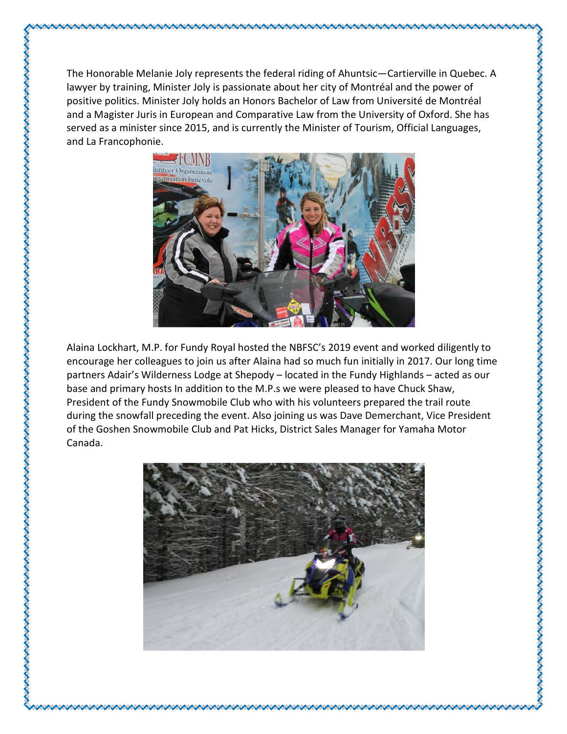The Honorable Melanie Joly represents the federal riding of Ahuntsic—Cartierville in Quebec. A lawyer by training, Minister Joly is passionate about her city of Montréal and the power of positive politics. Minister Joly holds an Honors Bachelor of Law from Université de Montréal and a Magister Juris in European and Comparative Law from the University of Oxford. She has served as a minister since 2015, and is currently the Minister of Tourism, Official Languages, and La Francophonie.

Alaina Lockhart, M.P. for Fundy Royal hosted the NBFSC's 2019 event and worked diligently to encourage her colleagues to join us after Alaina had so much fun initially in 2017. Our long time partners Adair's Wilderness Lodge at Shepody – located in the Fundy Highlands – acted as our base and primary hosts In addition to the M.P.s we were pleased to have Chuck Shaw, President of the Fundy Snowmobile Club who with his volunteers prepared the trail route during the snowfall preceding the event. Also joining us was Dave Demerchant, Vice President of the Goshen Snowmobile Club and Pat Hicks, District Sales Manager for Yamaha Motor Canada.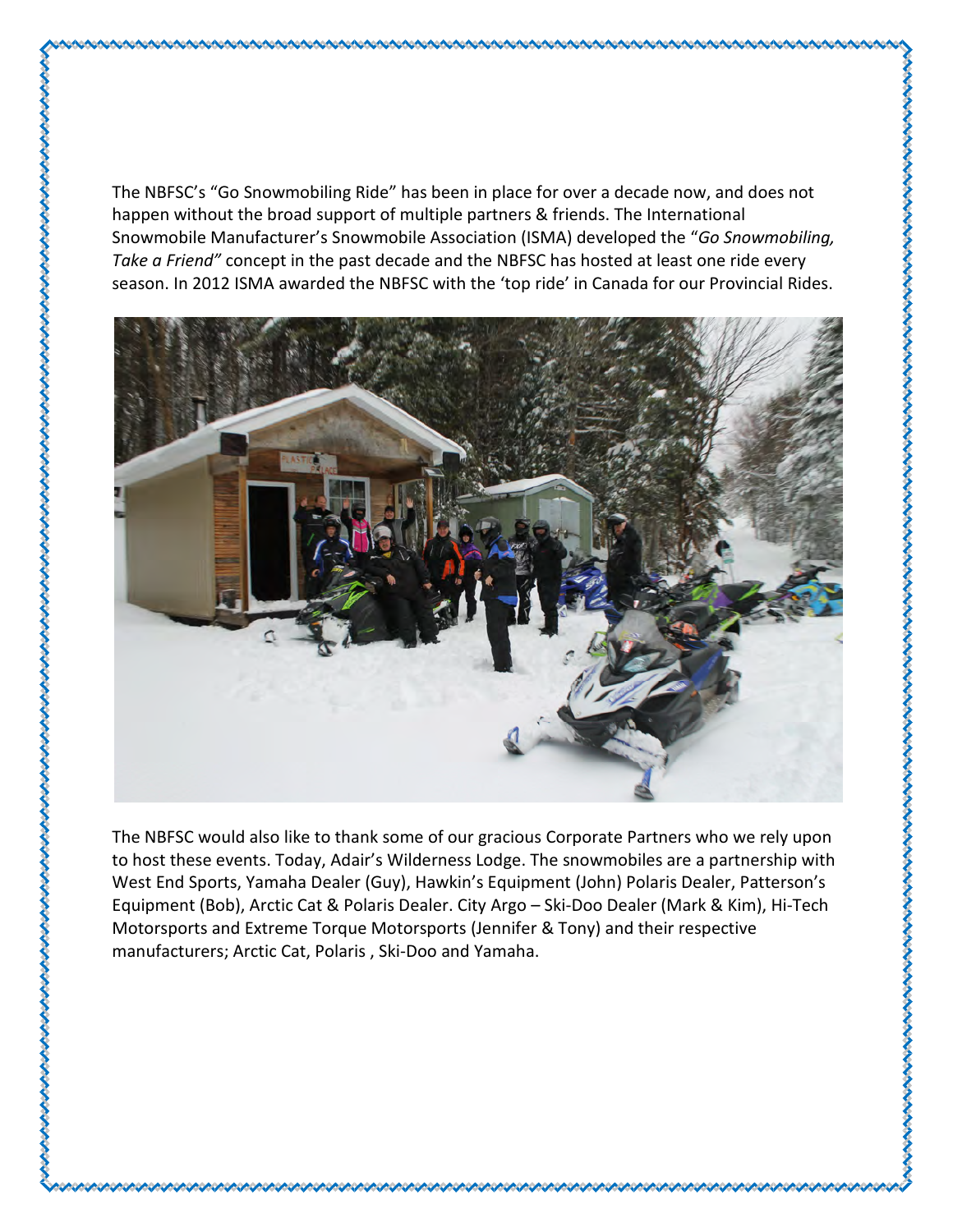The NBFSC's "Go Snowmobiling Ride" has been in place for over a decade now, and does not happen without the broad support of multiple partners & friends. The International Snowmobile Manufacturer's Snowmobile Association (ISMA) developed the "*Go Snowmobiling, Take a Friend"* concept in the past decade and the NBFSC has hosted at least one ride every season. In 2012 ISMA awarded the NBFSC with the 'top ride' in Canada for our Provincial Rides.

The NBFSC would also like to thank some of our gracious Corporate Partners who we rely upon to host these events. Today, Adair's Wilderness Lodge. The snowmobiles are a partnership with West End Sports, Yamaha Dealer (Guy), Hawkin's Equipment (John) Polaris Dealer, Patterson's Equipment (Bob), Arctic Cat & Polaris Dealer. City Argo – Ski-Doo Dealer (Mark & Kim), Hi-Tech Motorsports and Extreme Torque Motorsports (Jennifer & Tony) and their respective manufacturers; Arctic Cat, Polaris , Ski-Doo and Yamaha.